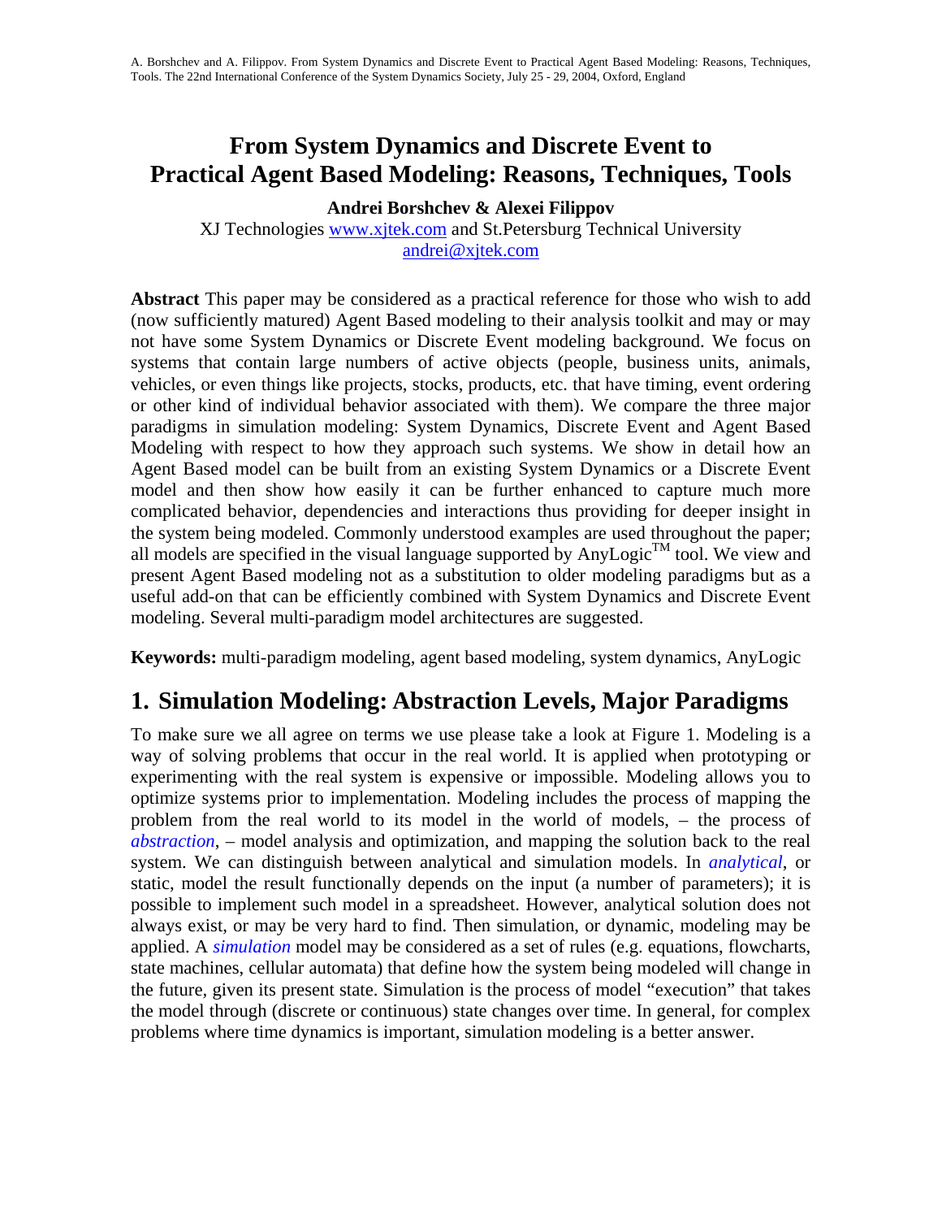# From System Dynamics and Discrete Event to Practical Agent Based Modeling: Reasons, Techniques, Tools

**Andrei Borshchev & Alexei Filippov**

XJ Technologies www.xjtek.com and St.Petersburg Technical University

andrei@xjtek.com

**Abstract** This paper may be considered as a practical reference for those who wish to add (now sufficiently matured) Agent Based modeling to their analysis toolkit and may or may not have some System Dynamics or Discrete Event modeling background. We focus on systems that contain large numbers of active objects (people, business units, animals, vehicles, or even things like projects, stocks, products, etc. that have timing, event ordering or other kind of individual behavior associated with them). We compare the three major paradigms in simulation modeling: System Dynamics, Discrete Event and Agent Based Modeling with respect to how they approach such systems. We show in detail how an Agent Based model can be built from an existing System Dynamics or a Discrete Event model and then show how easily it can be further enhanced to capture much more complicated behavior, dependencies and interactions thus providing for deeper insight in the system being modeled. Commonly understood examples are used throughout the paper; all models are specified in the visual language supported by AnyLogic™ tool. We view and present Agent Based modeling not as a substitution to older modeling paradigms but as a useful add-on that can be efficiently combined with System Dynamics and Discrete Event modeling. Several multi-paradigm model architectures are suggested.

**Keywords:** multi-paradigm modeling, agent based modeling, system dynamics, AnyLogic

## 1. Simulation Modeling: Abstraction Levels, Major Paradigms

To make sure we all agree on terms we use please take a look at Figure 1. Modeling is a way of solving problems that occur in the real world. It is applied when prototyping or experimenting with the real system is expensive or impossible. Modeling allows you to optimize systems prior to implementation. Modeling includes the process of mapping the problem from the real world to its model in the world of models, – the process of *abstraction*, – model analysis and optimization, and mapping the solution back to the real system. We can distinguish between analytical and simulation models. In *analytical*, or static, model the result functionally depends on the input (a number of parameters); it is possible to implement such model in a spreadsheet. However, analytical solution does not always exist, or may be very hard to find. Then simulation, or dynamic, modeling may be applied. A *simulation* model may be considered as a set of rules (e.g. equations, flowcharts, state machines, cellular automata) that define how the system being modeled will change in the future, given its present state. Simulation is the process of model "execution" that takes the model through (discrete or continuous) state changes over time. In general, for complex problems where time dynamics is important, simulation modeling is a better answer.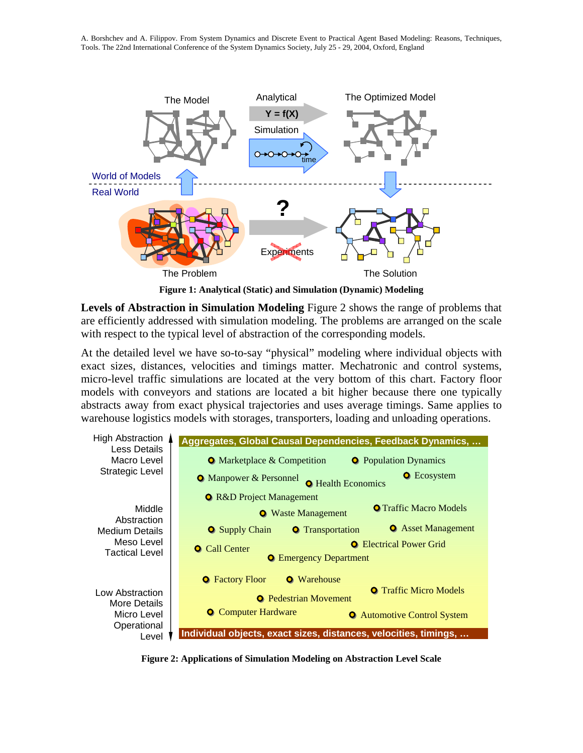Figure 1: Analytical (Static) and Simulation (Dynamic) Modeling

**Levels of Abstraction in Simulation Modeling** Figure 2 shows the range of problems that are efficiently addressed with simulation modeling. The problems are arranged on the scale with respect to the typical level of abstraction of the corresponding models.

At the detailed level we have so-to-say "physical" modeling where individual objects with exact sizes, distances, velocities and timings matter. Mechatronic and control systems, micro-level traffic simulations are located at the very bottom of this chart. Factory floor models with conveyors and stations are located a bit higher because there one typically abstracts away from exact physical trajectories and uses average timings. Same applies to warehouse logistics models with storages, transporters, loading and unloading operations.

Figure 2: Applications of Simulation Modeling on Abstraction Level Scale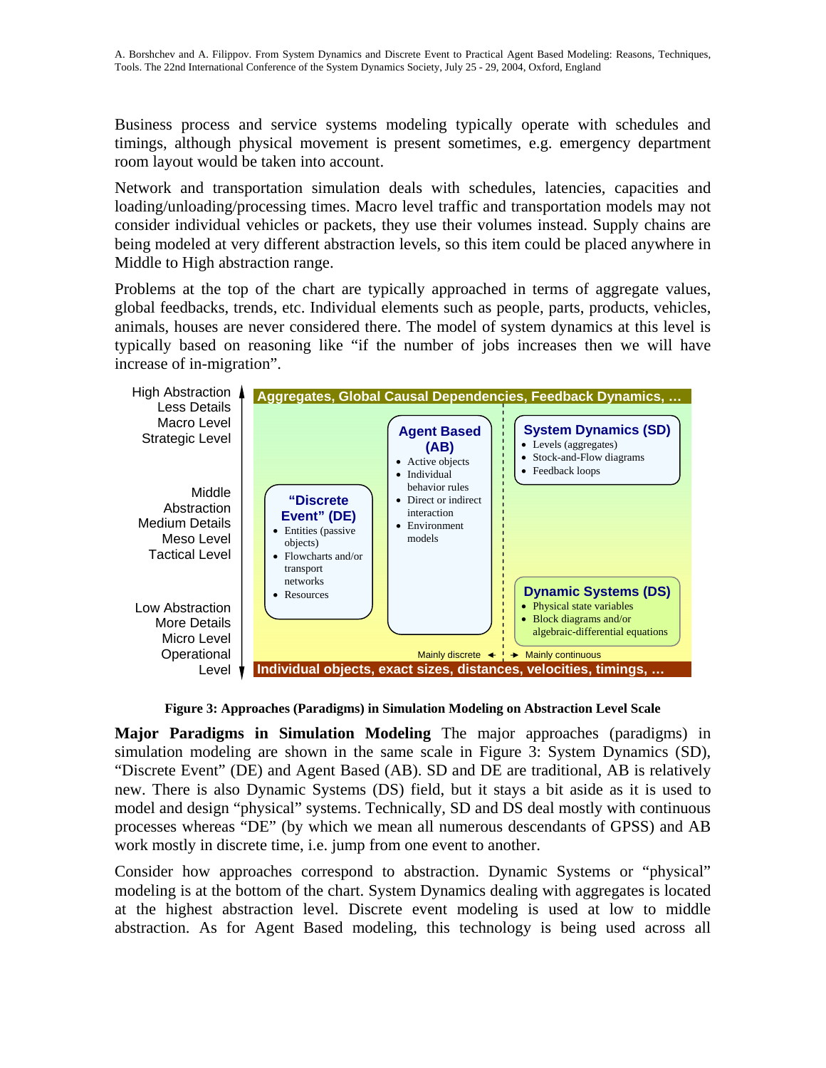Business process and service systems modeling typically operate with schedules and timings, although physical movement is present sometimes, e.g. emergency department room layout would be taken into account.

Network and transportation simulation deals with schedules, latencies, capacities and loading/unloading/processing times. Macro level traffic and transportation models may not consider individual vehicles or packets, they use their volumes instead. Supply chains are being modeled at very different abstraction levels, so this item could be placed anywhere in Middle to High abstraction range.

Problems at the top of the chart are typically approached in terms of aggregate values, global feedbacks, trends, etc. Individual elements such as people, parts, products, vehicles, animals, houses are never considered there. The model of system dynamics at this level is typically based on reasoning like "if the number of jobs increases then we will have increase of in-migration".

High Abstraction
Less Details
Macro Level
Strategic Level

Middle
Abstraction
Medium Details
Meso Level
Tactical Level

Low Abstraction
More Details
Micro Level
Operational
Level

**Aggregates, Global Causal Dependencies, Feedback Dynamics, …**

**Agent Based (AB)**
- Active objects
- Individual behavior rules
- Direct or indirect interaction
- Environment models

**System Dynamics (SD)**
- Levels (aggregates)
- Stock-and-Flow diagrams
- Feedback loops

**"Discrete Event" (DE)**
- Entities (passive objects)
- Flowcharts and/or transport networks
- Resources

**Dynamic Systems (DS)**
- Physical state variables
- Block diagrams and/or algebraic-differential equations

Mainly discrete ← | → Mainly continuous

**Individual objects, exact sizes, distances, velocities, timings, …**

**Figure 3: Approaches (Paradigms) in Simulation Modeling on Abstraction Level Scale**

**Major Paradigms in Simulation Modeling** The major approaches (paradigms) in simulation modeling are shown in the same scale in Figure 3: System Dynamics (SD), "Discrete Event" (DE) and Agent Based (AB). SD and DE are traditional, AB is relatively new. There is also Dynamic Systems (DS) field, but it stays a bit aside as it is used to model and design "physical" systems. Technically, SD and DS deal mostly with continuous processes whereas "DE" (by which we mean all numerous descendants of GPSS) and AB work mostly in discrete time, i.e. jump from one event to another.

Consider how approaches correspond to abstraction. Dynamic Systems or "physical" modeling is at the bottom of the chart. System Dynamics dealing with aggregates is located at the highest abstraction level. Discrete event modeling is used at low to middle abstraction. As for Agent Based modeling, this technology is being used across all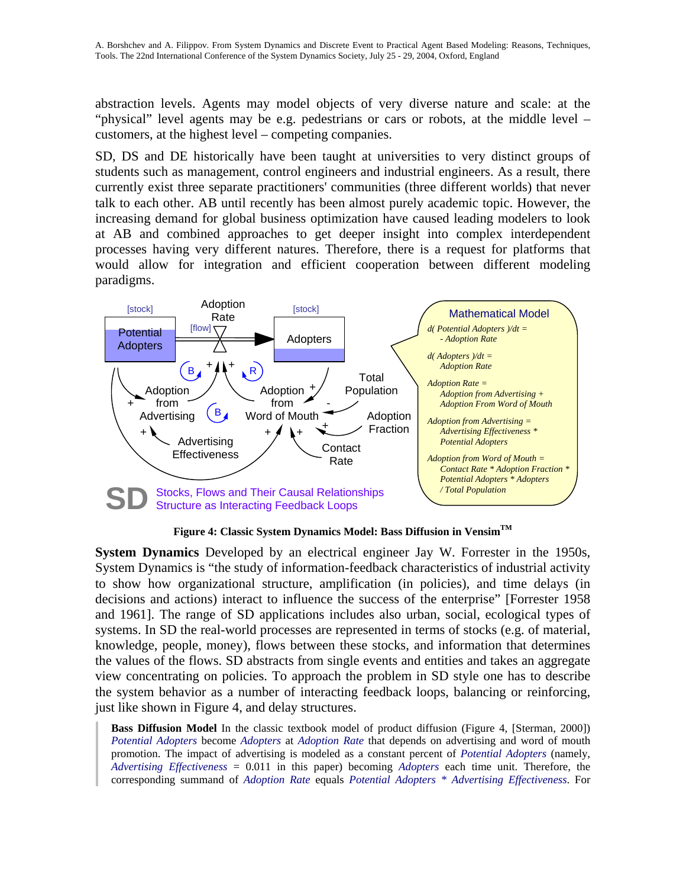abstraction levels. Agents may model objects of very diverse nature and scale: at the "physical" level agents may be e.g. pedestrians or cars or robots, at the middle level – customers, at the highest level – competing companies.

SD, DS and DE historically have been taught at universities to very distinct groups of students such as management, control engineers and industrial engineers. As a result, there currently exist three separate practitioners' communities (three different worlds) that never talk to each other. AB until recently has been almost purely academic topic. However, the increasing demand for global business optimization have caused leading modelers to look at AB and combined approaches to get deeper insight into complex interdependent processes having very different natures. Therefore, there is a request for platforms that would allow for integration and efficient cooperation between different modeling paradigms.

**Mathematical Model**

*d( Potential Adopters )/dt = - Adoption Rate*

*d( Adopters )/dt = Adoption Rate*

*Adoption Rate = Adoption from Advertising + Adoption From Word of Mouth*

*Adoption from Advertising = Advertising Effectiveness * Potential Adopters*

*Adoption from Word of Mouth = Contact Rate * Adoption Fraction * Potential Adopters * Adopters / Total Population*

SD Stocks, Flows and Their Causal Relationships Structure as Interacting Feedback Loops

**Figure 4: Classic System Dynamics Model: Bass Diffusion in Vensim™**

**System Dynamics** Developed by an electrical engineer Jay W. Forrester in the 1950s, System Dynamics is "the study of information-feedback characteristics of industrial activity to show how organizational structure, amplification (in policies), and time delays (in decisions and actions) interact to influence the success of the enterprise" [Forrester 1958 and 1961]. The range of SD applications includes also urban, social, ecological types of systems. In SD the real-world processes are represented in terms of stocks (e.g. of material, knowledge, people, money), flows between these stocks, and information that determines the values of the flows. SD abstracts from single events and entities and takes an aggregate view concentrating on policies. To approach the problem in SD style one has to describe the system behavior as a number of interacting feedback loops, balancing or reinforcing, just like shown in Figure 4, and delay structures.

> **Bass Diffusion Model** In the classic textbook model of product diffusion (Figure 4, [Sterman, 2000]) *Potential Adopters* become *Adopters* at *Adoption Rate* that depends on advertising and word of mouth promotion. The impact of advertising is modeled as a constant percent of *Potential Adopters* (namely, *Advertising Effectiveness* = 0.011 in this paper) becoming *Adopters* each time unit. Therefore, the corresponding summand of *Adoption Rate* equals *Potential Adopters * Advertising Effectiveness*. For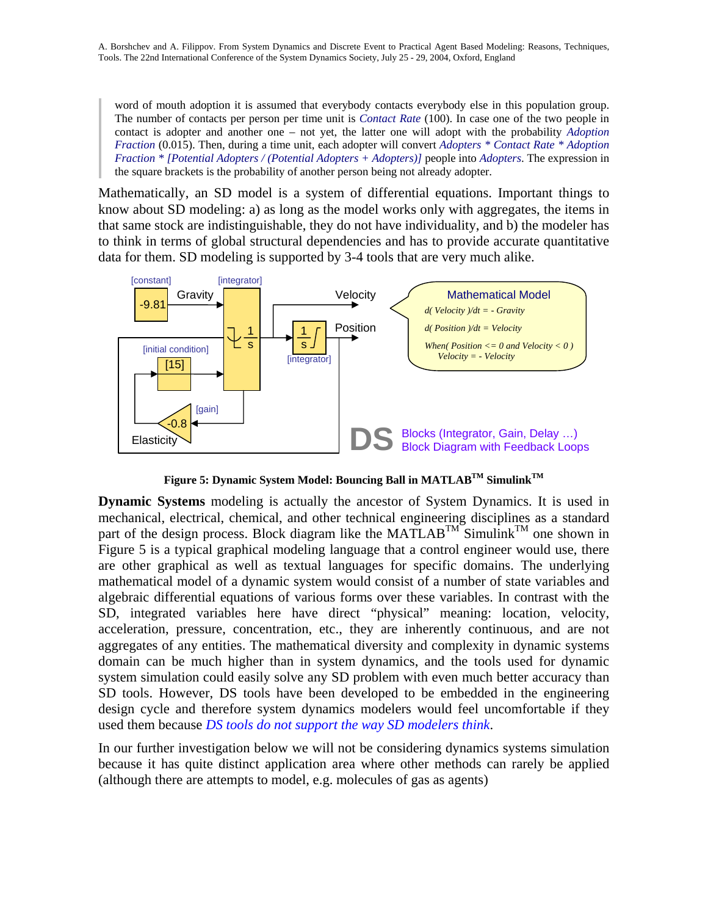> word of mouth adoption it is assumed that everybody contacts everybody else in this population group. The number of contacts per person per time unit is *Contact Rate* (100). In case one of the two people in contact is adopter and another one – not yet, the latter one will adopt with the probability *Adoption Fraction* (0.015). Then, during a time unit, each adopter will convert *Adopters * Contact Rate * Adoption Fraction * [Potential Adopters / (Potential Adopters + Adopters)]* people into *Adopters*. The expression in the square brackets is the probability of another person being not already adopter.

Mathematically, an SD model is a system of differential equations. Important things to know about SD modeling: a) as long as the model works only with aggregates, the items in that same stock are indistinguishable, they do not have individuality, and b) the modeler has to think in terms of global structural dependencies and has to provide accurate quantitative data for them. SD modeling is supported by 3-4 tools that are very much alike.

**Figure 5: Dynamic System Model: Bouncing Ball in MATLAB™ Simulink™**

**Dynamic Systems** modeling is actually the ancestor of System Dynamics. It is used in mechanical, electrical, chemical, and other technical engineering disciplines as a standard part of the design process. Block diagram like the MATLAB™ Simulink™ one shown in Figure 5 is a typical graphical modeling language that a control engineer would use, there are other graphical as well as textual languages for specific domains. The underlying mathematical model of a dynamic system would consist of a number of state variables and algebraic differential equations of various forms over these variables. In contrast with the SD, integrated variables here have direct "physical" meaning: location, velocity, acceleration, pressure, concentration, etc., they are inherently continuous, and are not aggregates of any entities. The mathematical diversity and complexity in dynamic systems domain can be much higher than in system dynamics, and the tools used for dynamic system simulation could easily solve any SD problem with even much better accuracy than SD tools. However, DS tools have been developed to be embedded in the engineering design cycle and therefore system dynamics modelers would feel uncomfortable if they used them because *DS tools do not support the way SD modelers think*.

In our further investigation below we will not be considering dynamics systems simulation because it has quite distinct application area where other methods can rarely be applied (although there are attempts to model, e.g. molecules of gas as agents)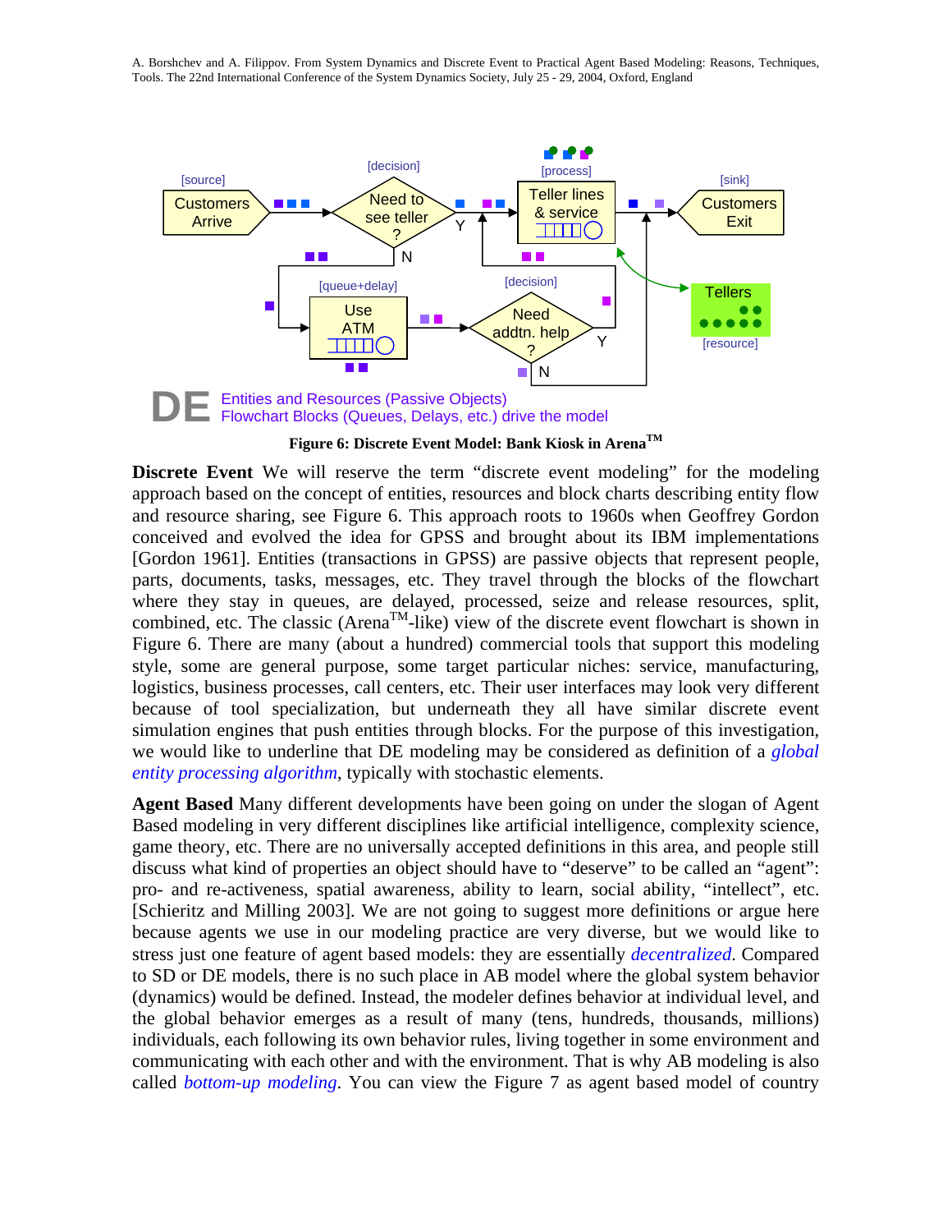Figure 6: Discrete Event Model: Bank Kiosk in Arena™

**Discrete Event** We will reserve the term "discrete event modeling" for the modeling approach based on the concept of entities, resources and block charts describing entity flow and resource sharing, see Figure 6. This approach roots to 1960s when Geoffrey Gordon conceived and evolved the idea for GPSS and brought about its IBM implementations [Gordon 1961]. Entities (transactions in GPSS) are passive objects that represent people, parts, documents, tasks, messages, etc. They travel through the blocks of the flowchart where they stay in queues, are delayed, processed, seize and release resources, split, combined, etc. The classic (Arena™-like) view of the discrete event flowchart is shown in Figure 6. There are many (about a hundred) commercial tools that support this modeling style, some are general purpose, some target particular niches: service, manufacturing, logistics, business processes, call centers, etc. Their user interfaces may look very different because of tool specialization, but underneath they all have similar discrete event simulation engines that push entities through blocks. For the purpose of this investigation, we would like to underline that DE modeling may be considered as definition of a *global entity processing algorithm*, typically with stochastic elements.

**Agent Based** Many different developments have been going on under the slogan of Agent Based modeling in very different disciplines like artificial intelligence, complexity science, game theory, etc. There are no universally accepted definitions in this area, and people still discuss what kind of properties an object should have to "deserve" to be called an "agent": pro- and re-activeness, spatial awareness, ability to learn, social ability, "intellect", etc. [Schieritz and Milling 2003]. We are not going to suggest more definitions or argue here because agents we use in our modeling practice are very diverse, but we would like to stress just one feature of agent based models: they are essentially *decentralized*. Compared to SD or DE models, there is no such place in AB model where the global system behavior (dynamics) would be defined. Instead, the modeler defines behavior at individual level, and the global behavior emerges as a result of many (tens, hundreds, thousands, millions) individuals, each following its own behavior rules, living together in some environment and communicating with each other and with the environment. That is why AB modeling is also called *bottom-up modeling*. You can view the Figure 7 as agent based model of country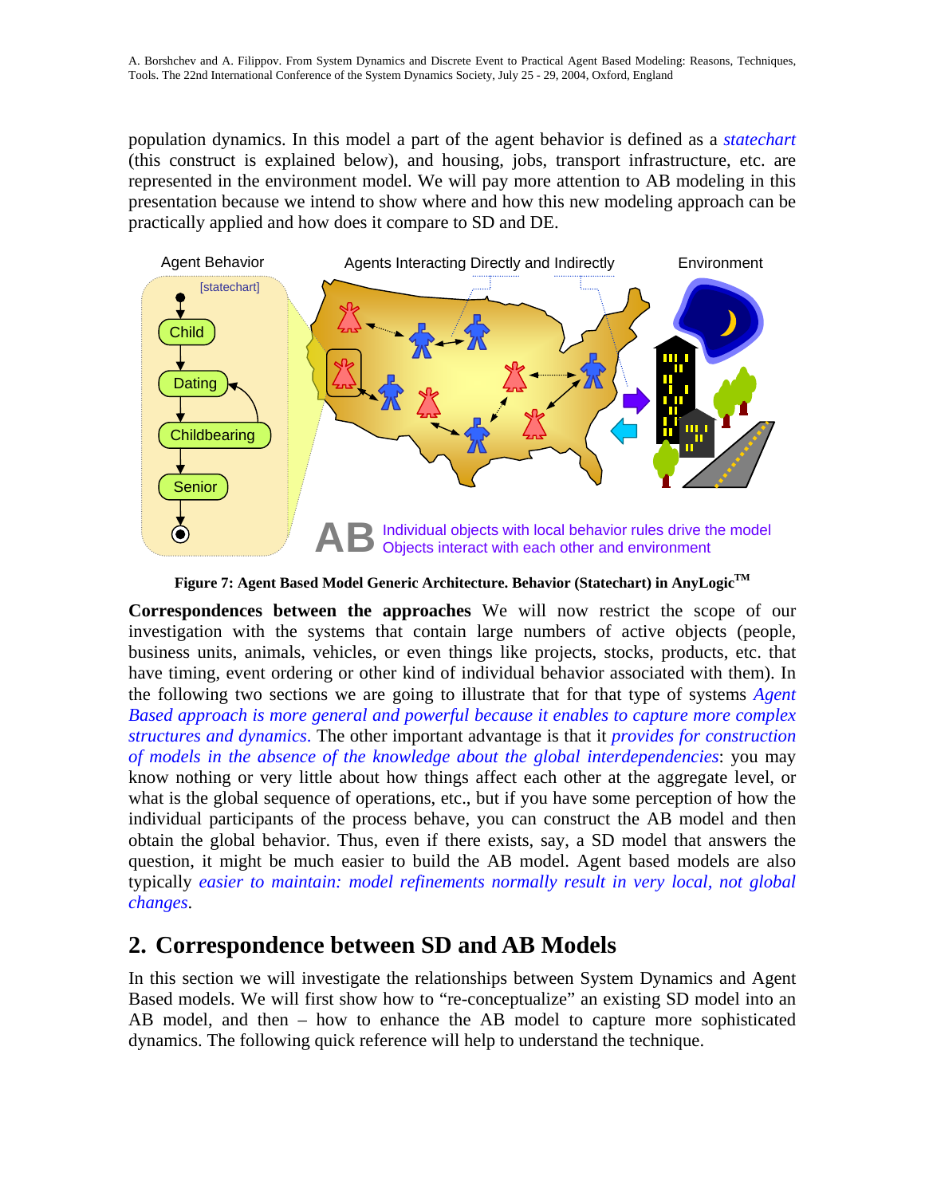population dynamics. In this model a part of the agent behavior is defined as a *statechart* (this construct is explained below), and housing, jobs, transport infrastructure, etc. are represented in the environment model. We will pay more attention to AB modeling in this presentation because we intend to show where and how this new modeling approach can be practically applied and how does it compare to SD and DE.

**Figure 7: Agent Based Model Generic Architecture. Behavior (Statechart) in AnyLogic™**

**Correspondences between the approaches** We will now restrict the scope of our investigation with the systems that contain large numbers of active objects (people, business units, animals, vehicles, or even things like projects, stocks, products, etc. that have timing, event ordering or other kind of individual behavior associated with them). In the following two sections we are going to illustrate that for that type of systems *Agent Based approach is more general and powerful because it enables to capture more complex structures and dynamics*. The other important advantage is that it *provides for construction of models in the absence of the knowledge about the global interdependencies*: you may know nothing or very little about how things affect each other at the aggregate level, or what is the global sequence of operations, etc., but if you have some perception of how the individual participants of the process behave, you can construct the AB model and then obtain the global behavior. Thus, even if there exists, say, a SD model that answers the question, it might be much easier to build the AB model. Agent based models are also typically *easier to maintain: model refinements normally result in very local, not global changes*.

## 2. Correspondence between SD and AB Models

In this section we will investigate the relationships between System Dynamics and Agent Based models. We will first show how to "re-conceptualize" an existing SD model into an AB model, and then – how to enhance the AB model to capture more sophisticated dynamics. The following quick reference will help to understand the technique.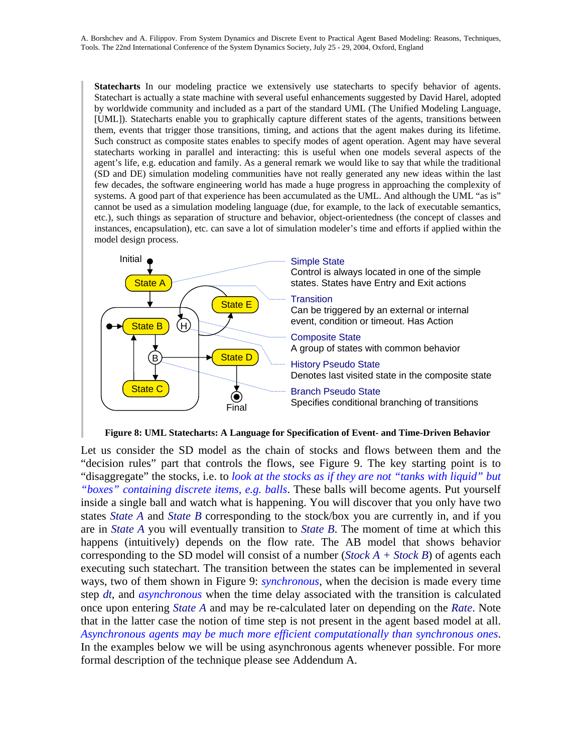**Statecharts** In our modeling practice we extensively use statecharts to specify behavior of agents. Statechart is actually a state machine with several useful enhancements suggested by David Harel, adopted by worldwide community and included as a part of the standard UML (The Unified Modeling Language, [UML]). Statecharts enable you to graphically capture different states of the agents, transitions between them, events that trigger those transitions, timing, and actions that the agent makes during its lifetime. Such construct as composite states enables to specify modes of agent operation. Agent may have several statecharts working in parallel and interacting: this is useful when one models several aspects of the agent's life, e.g. education and family. As a general remark we would like to say that while the traditional (SD and DE) simulation modeling communities have not really generated any new ideas within the last few decades, the software engineering world has made a huge progress in approaching the complexity of systems. A good part of that experience has been accumulated as the UML. And although the UML "as is" cannot be used as a simulation modeling language (due, for example, to the lack of executable semantics, etc.), such things as separation of structure and behavior, object-orientedness (the concept of classes and instances, encapsulation), etc. can save a lot of simulation modeler's time and efforts if applied within the model design process.

**Figure 8: UML Statecharts: A Language for Specification of Event- and Time-Driven Behavior**

Let us consider the SD model as the chain of stocks and flows between them and the "decision rules" part that controls the flows, see Figure 9. The key starting point is to "disaggregate" the stocks, i.e. to *look at the stocks as if they are not "tanks with liquid" but "boxes" containing discrete items, e.g. balls*. These balls will become agents. Put yourself inside a single ball and watch what is happening. You will discover that you only have two states *State A* and *State B* corresponding to the stock/box you are currently in, and if you are in *State A* you will eventually transition to *State B*. The moment of time at which this happens (intuitively) depends on the flow rate. The AB model that shows behavior corresponding to the SD model will consist of a number (*Stock A* + *Stock B*) of agents each executing such statechart. The transition between the states can be implemented in several ways, two of them shown in Figure 9: *synchronous*, when the decision is made every time step *dt*, and *asynchronous* when the time delay associated with the transition is calculated once upon entering *State A* and may be re-calculated later on depending on the *Rate*. Note that in the latter case the notion of time step is not present in the agent based model at all. *Asynchronous agents may be much more efficient computationally than synchronous ones*. In the examples below we will be using asynchronous agents whenever possible. For more formal description of the technique please see Addendum A.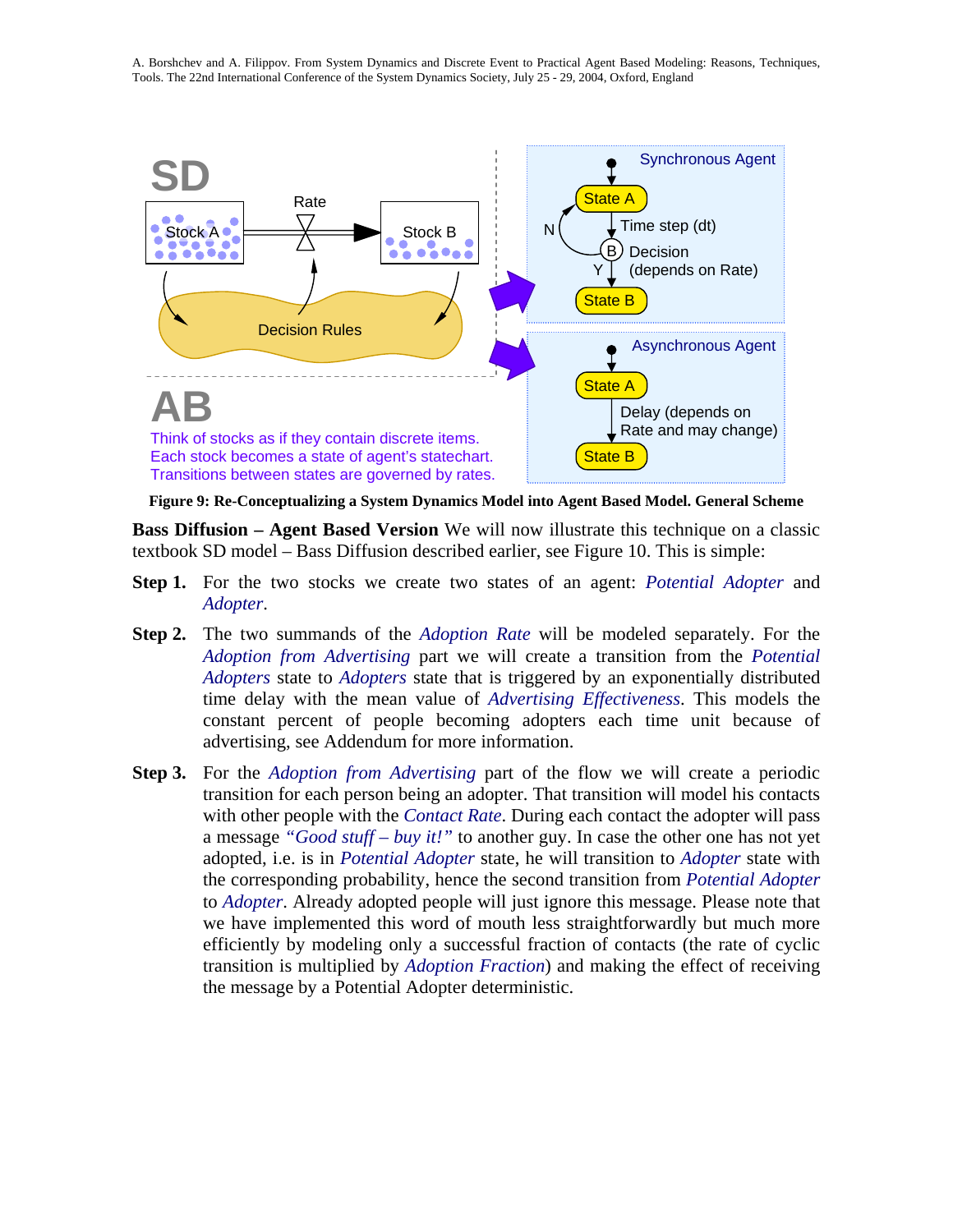Figure 9: Re-Conceptualizing a System Dynamics Model into Agent Based Model. General Scheme

**Bass Diffusion – Agent Based Version** We will now illustrate this technique on a classic textbook SD model – Bass Diffusion described earlier, see Figure 10. This is simple:

**Step 1.** For the two stocks we create two states of an agent: *Potential Adopter* and *Adopter*.

**Step 2.** The two summands of the *Adoption Rate* will be modeled separately. For the *Adoption from Advertising* part we will create a transition from the *Potential Adopters* state to *Adopters* state that is triggered by an exponentially distributed time delay with the mean value of *Advertising Effectiveness*. This models the constant percent of people becoming adopters each time unit because of advertising, see Addendum for more information.

**Step 3.** For the *Adoption from Advertising* part of the flow we will create a periodic transition for each person being an adopter. That transition will model his contacts with other people with the *Contact Rate*. During each contact the adopter will pass a message *"Good stuff – buy it!"* to another guy. In case the other one has not yet adopted, i.e. is in *Potential Adopter* state, he will transition to *Adopter* state with the corresponding probability, hence the second transition from *Potential Adopter* to *Adopter*. Already adopted people will just ignore this message. Please note that we have implemented this word of mouth less straightforwardly but much more efficiently by modeling only a successful fraction of contacts (the rate of cyclic transition is multiplied by *Adoption Fraction*) and making the effect of receiving the message by a Potential Adopter deterministic.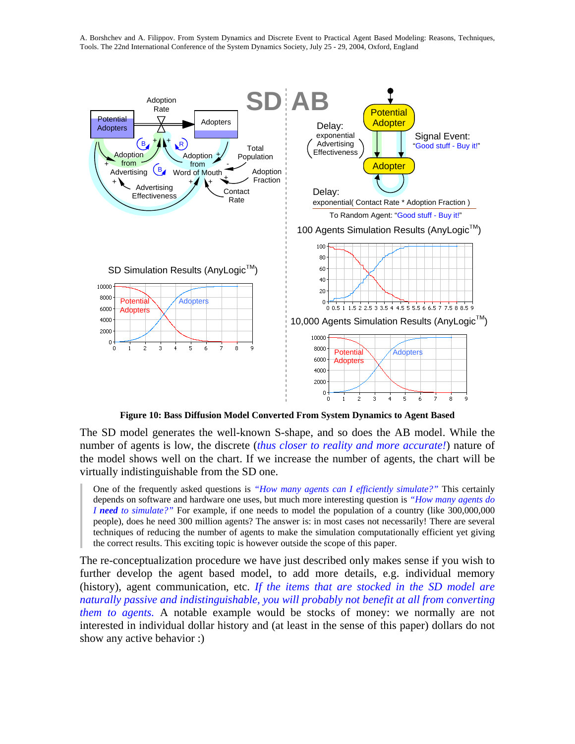**Figure 10: Bass Diffusion Model Converted From System Dynamics to Agent Based**

The SD model generates the well-known S-shape, and so does the AB model. While the number of agents is low, the discrete (*thus closer to reality and more accurate!*) nature of the model shows well on the chart. If we increase the number of agents, the chart will be virtually indistinguishable from the SD one.

> One of the frequently asked questions is *"How many agents can I efficiently simulate?"* This certainly depends on software and hardware one uses, but much more interesting question is *"How many agents do I **need** to simulate?"* For example, if one needs to model the population of a country (like 300,000,000 people), does he need 300 million agents? The answer is: in most cases not necessarily! There are several techniques of reducing the number of agents to make the simulation computationally efficient yet giving the correct results. This exciting topic is however outside the scope of this paper.

The re-conceptualization procedure we have just described only makes sense if you wish to further develop the agent based model, to add more details, e.g. individual memory (history), agent communication, etc. *If the items that are stocked in the SD model are naturally passive and indistinguishable, you will probably not benefit at all from converting them to agents.* A notable example would be stocks of money: we normally are not interested in individual dollar history and (at least in the sense of this paper) dollars do not show any active behavior :)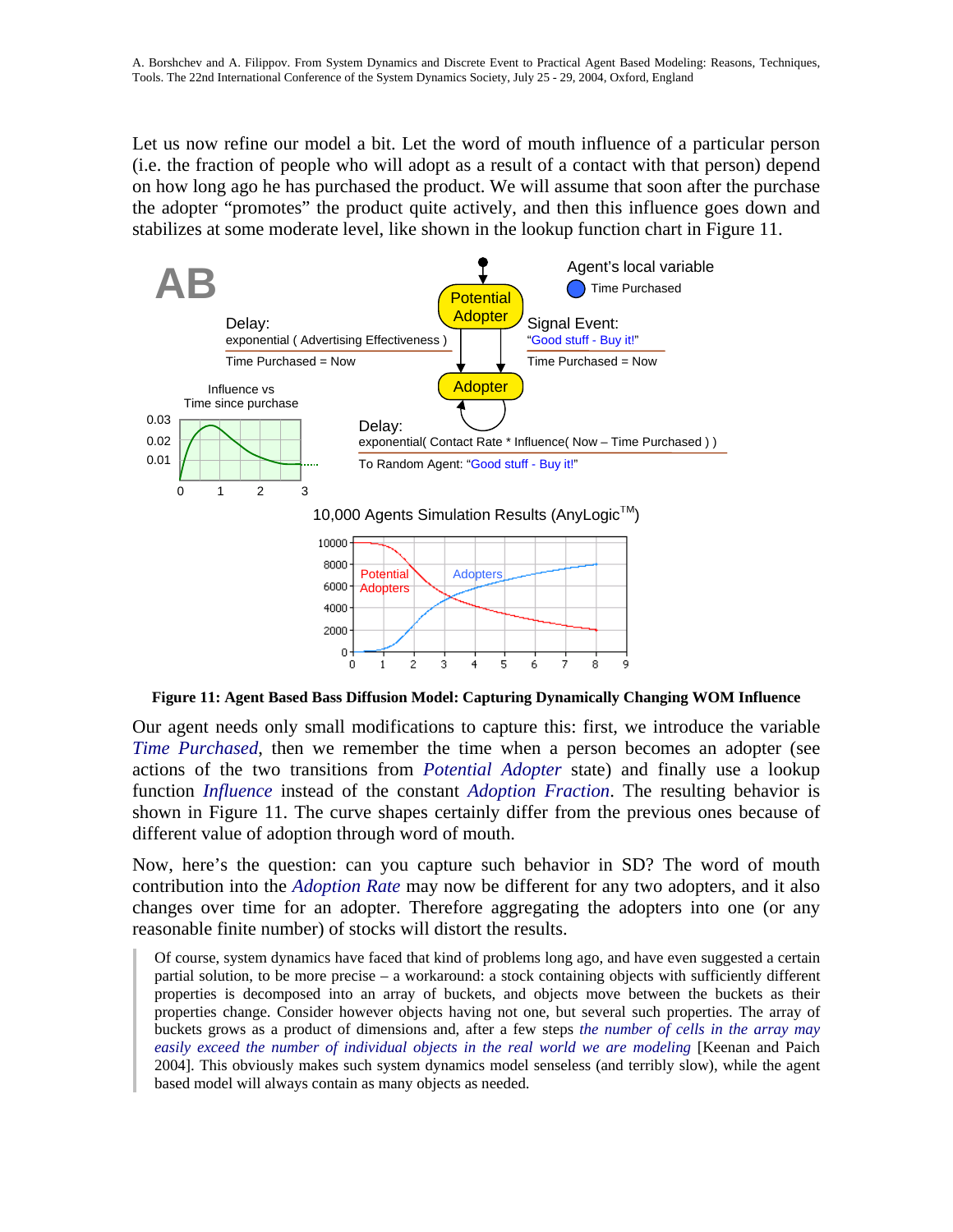Let us now refine our model a bit. Let the word of mouth influence of a particular person (i.e. the fraction of people who will adopt as a result of a contact with that person) depend on how long ago he has purchased the product. We will assume that soon after the purchase the adopter "promotes" the product quite actively, and then this influence goes down and stabilizes at some moderate level, like shown in the lookup function chart in Figure 11.

**Figure 11: Agent Based Bass Diffusion Model: Capturing Dynamically Changing WOM Influence**

Our agent needs only small modifications to capture this: first, we introduce the variable *Time Purchased*, then we remember the time when a person becomes an adopter (see actions of the two transitions from *Potential Adopter* state) and finally use a lookup function *Influence* instead of the constant *Adoption Fraction*. The resulting behavior is shown in Figure 11. The curve shapes certainly differ from the previous ones because of different value of adoption through word of mouth.

Now, here's the question: can you capture such behavior in SD? The word of mouth contribution into the *Adoption Rate* may now be different for any two adopters, and it also changes over time for an adopter. Therefore aggregating the adopters into one (or any reasonable finite number) of stocks will distort the results.

> Of course, system dynamics have faced that kind of problems long ago, and have even suggested a certain partial solution, to be more precise – a workaround: a stock containing objects with sufficiently different properties is decomposed into an array of buckets, and objects move between the buckets as their properties change. Consider however objects having not one, but several such properties. The array of buckets grows as a product of dimensions and, after a few steps *the number of cells in the array may easily exceed the number of individual objects in the real world we are modeling* [Keenan and Paich 2004]. This obviously makes such system dynamics model senseless (and terribly slow), while the agent based model will always contain as many objects as needed.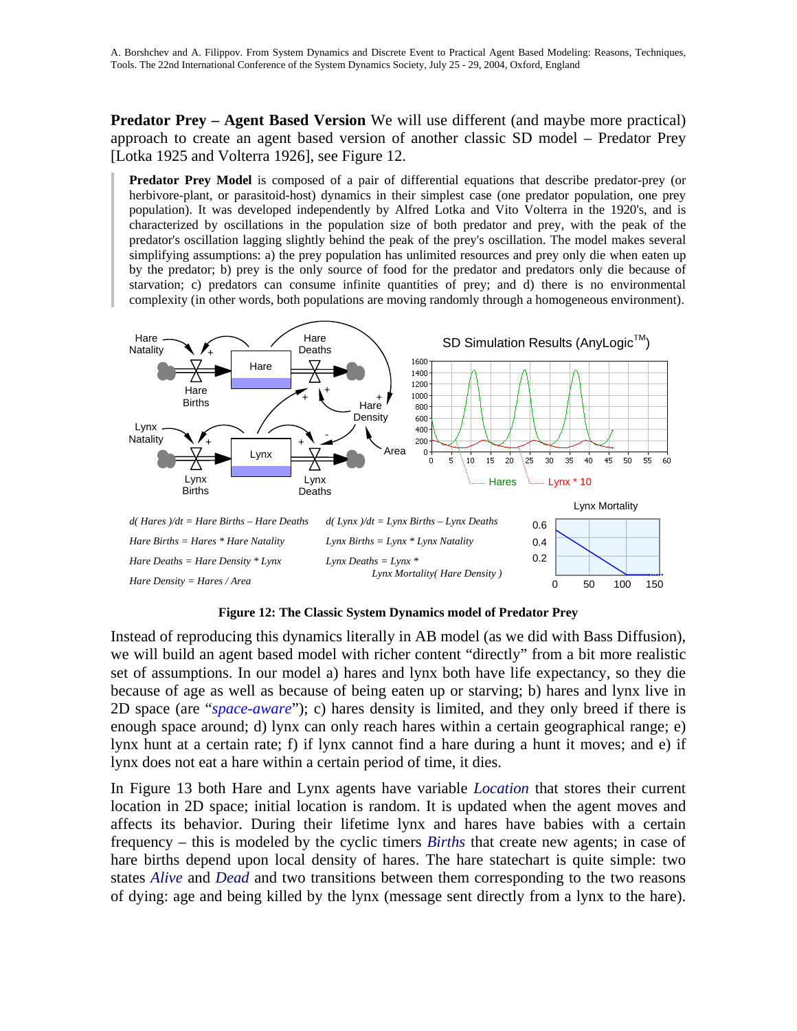**Predator Prey – Agent Based Version** We will use different (and maybe more practical) approach to create an agent based version of another classic SD model – Predator Prey [Lotka 1925 and Volterra 1926], see Figure 12.

> **Predator Prey Model** is composed of a pair of differential equations that describe predator-prey (or herbivore-plant, or parasitoid-host) dynamics in their simplest case (one predator population, one prey population). It was developed independently by Alfred Lotka and Vito Volterra in the 1920's, and is characterized by oscillations in the population size of both predator and prey, with the peak of the predator's oscillation lagging slightly behind the peak of the prey's oscillation. The model makes several simplifying assumptions: a) the prey population has unlimited resources and prey only die when eaten up by the predator; b) prey is the only source of food for the predator and predators only die because of starvation; c) predators can consume infinite quantities of prey; and d) there is no environmental complexity (in other words, both populations are moving randomly through a homogeneous environment).

*d( Hares )/dt = Hare Births – Hare Deaths*

*Hare Births = Hares * Hare Natality*

*Hare Deaths = Hare Density * Lynx*

*Hare Density = Hares / Area*

*d( Lynx )/dt = Lynx Births – Lynx Deaths*

*Lynx Births = Lynx * Lynx Natality*

*Lynx Deaths = Lynx * Lynx Mortality( Hare Density )*

**Figure 12: The Classic System Dynamics model of Predator Prey**

Instead of reproducing this dynamics literally in AB model (as we did with Bass Diffusion), we will build an agent based model with richer content "directly" from a bit more realistic set of assumptions. In our model a) hares and lynx both have life expectancy, so they die because of age as well as because of being eaten up or starving; b) hares and lynx live in 2D space (are "*space-aware*"); c) hares density is limited, and they only breed if there is enough space around; d) lynx can only reach hares within a certain geographical range; e) lynx hunt at a certain rate; f) if lynx cannot find a hare during a hunt it moves; and e) if lynx does not eat a hare within a certain period of time, it dies.

In Figure 13 both Hare and Lynx agents have variable *Location* that stores their current location in 2D space; initial location is random. It is updated when the agent moves and affects its behavior. During their lifetime lynx and hares have babies with a certain frequency – this is modeled by the cyclic timers *Births* that create new agents; in case of hare births depend upon local density of hares. The hare statechart is quite simple: two states *Alive* and *Dead* and two transitions between them corresponding to the two reasons of dying: age and being killed by the lynx (message sent directly from a lynx to the hare).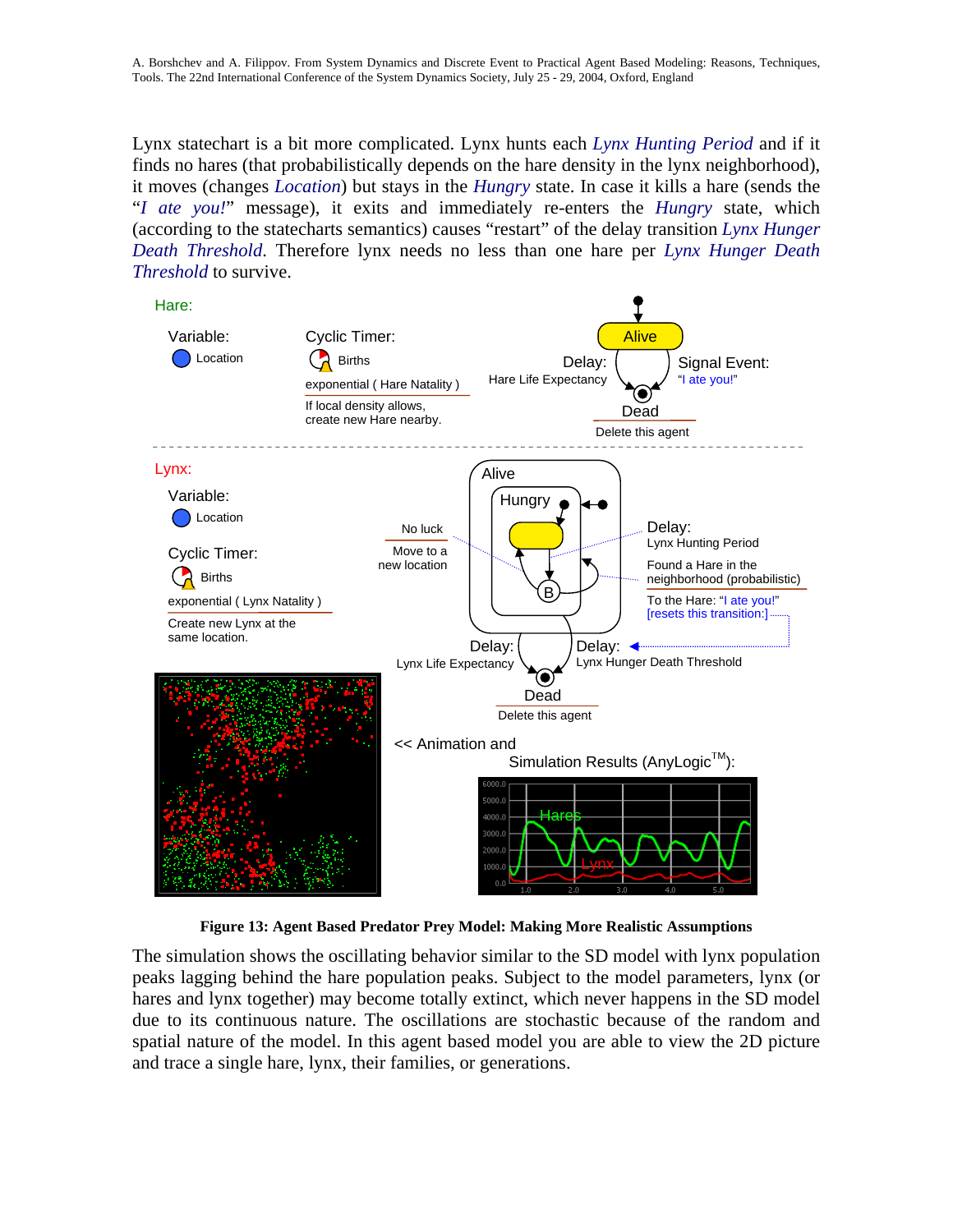Lynx statechart is a bit more complicated. Lynx hunts each *Lynx Hunting Period* and if it finds no hares (that probabilistically depends on the hare density in the lynx neighborhood), it moves (changes *Location*) but stays in the *Hungry* state. In case it kills a hare (sends the "*I ate you!*" message), it exits and immediately re-enters the *Hungry* state, which (according to the statecharts semantics) causes "restart" of the delay transition *Lynx Hunger Death Threshold*. Therefore lynx needs no less than one hare per *Lynx Hunger Death Threshold* to survive.

Hare:

Variable: Location

Cyclic Timer: Births — exponential ( Hare Natality ) — If local density allows, create new Hare nearby.

Alive — Delay: Hare Life Expectancy — Signal Event: "I ate you!" — Dead — Delete this agent

Lynx:

Variable: Location

Cyclic Timer: Births — exponential ( Lynx Natality ) — Create new Lynx at the same location.

Alive — Hungry — No luck: Move to a new location — Delay: Lynx Hunting Period — Found a Hare in the neighborhood (probabilistic) — To the Hare: "I ate you!" [resets this transition:] — Delay: Lynx Life Expectancy — Delay: Lynx Hunger Death Threshold — Dead — Delete this agent

<< Animation and Simulation Results (AnyLogic™):

**Figure 13: Agent Based Predator Prey Model: Making More Realistic Assumptions**

The simulation shows the oscillating behavior similar to the SD model with lynx population peaks lagging behind the hare population peaks. Subject to the model parameters, lynx (or hares and lynx together) may become totally extinct, which never happens in the SD model due to its continuous nature. The oscillations are stochastic because of the random and spatial nature of the model. In this agent based model you are able to view the 2D picture and trace a single hare, lynx, their families, or generations.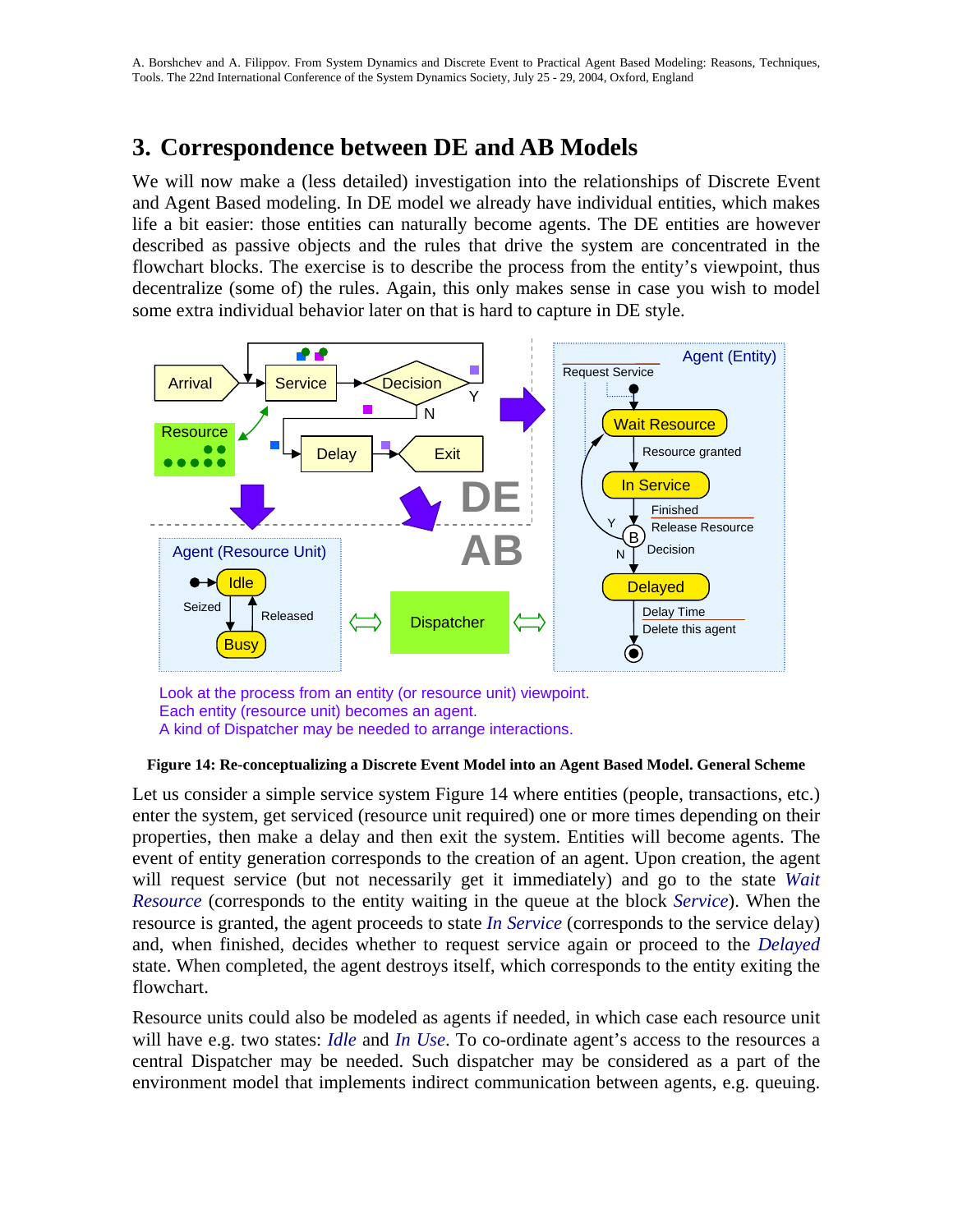## 3. Correspondence between DE and AB Models

We will now make a (less detailed) investigation into the relationships of Discrete Event and Agent Based modeling. In DE model we already have individual entities, which makes life a bit easier: those entities can naturally become agents. The DE entities are however described as passive objects and the rules that drive the system are concentrated in the flowchart blocks. The exercise is to describe the process from the entity's viewpoint, thus decentralize (some of) the rules. Again, this only makes sense in case you wish to model some extra individual behavior later on that is hard to capture in DE style.

Look at the process from an entity (or resource unit) viewpoint.
Each entity (resource unit) becomes an agent.
A kind of Dispatcher may be needed to arrange interactions.

**Figure 14: Re-conceptualizing a Discrete Event Model into an Agent Based Model. General Scheme**

Let us consider a simple service system Figure 14 where entities (people, transactions, etc.) enter the system, get serviced (resource unit required) one or more times depending on their properties, then make a delay and then exit the system. Entities will become agents. The event of entity generation corresponds to the creation of an agent. Upon creation, the agent will request service (but not necessarily get it immediately) and go to the state *Wait Resource* (corresponds to the entity waiting in the queue at the block *Service*). When the resource is granted, the agent proceeds to state *In Service* (corresponds to the service delay) and, when finished, decides whether to request service again or proceed to the *Delayed* state. When completed, the agent destroys itself, which corresponds to the entity exiting the flowchart.

Resource units could also be modeled as agents if needed, in which case each resource unit will have e.g. two states: *Idle* and *In Use*. To co-ordinate agent's access to the resources a central Dispatcher may be needed. Such dispatcher may be considered as a part of the environment model that implements indirect communication between agents, e.g. queuing.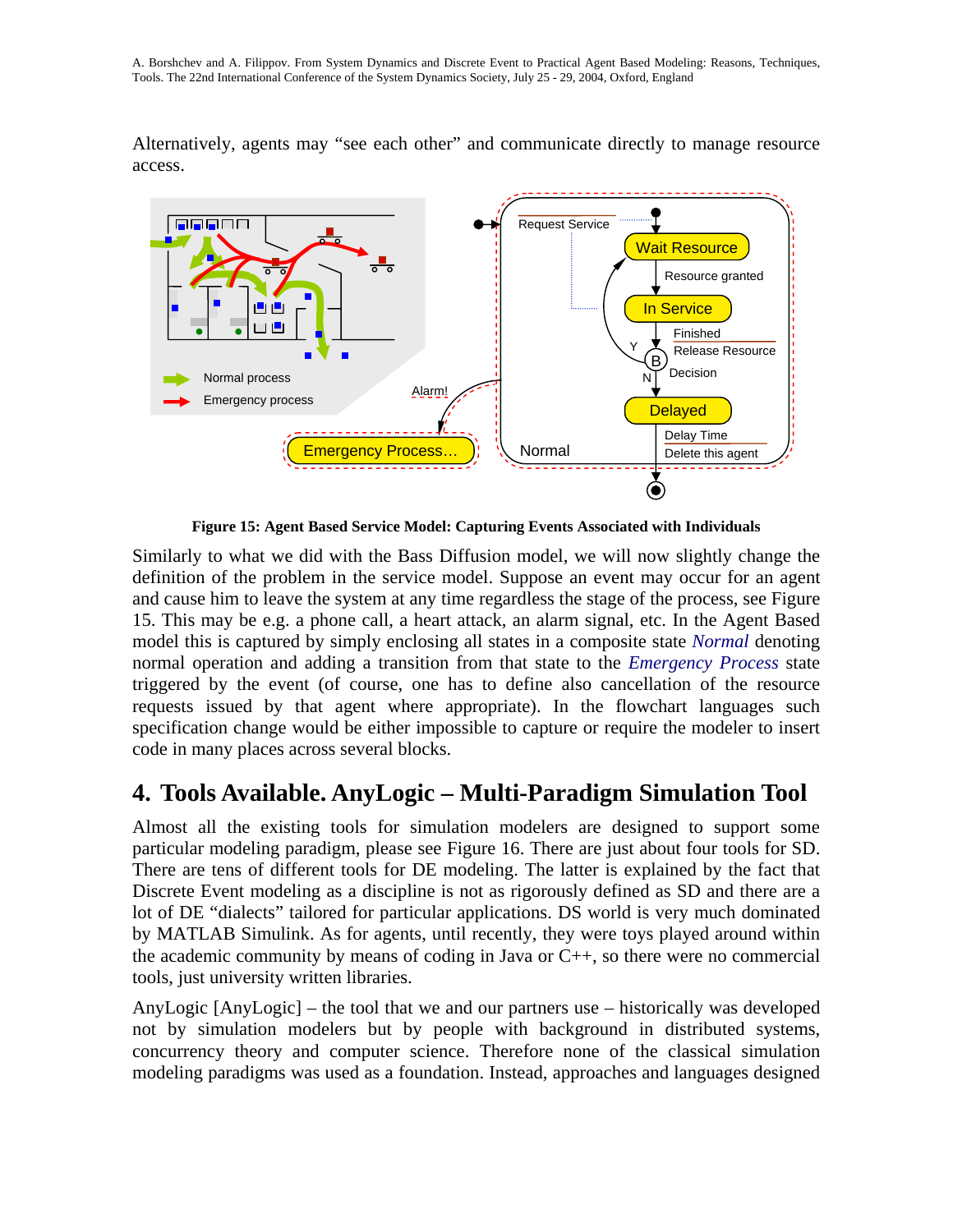Alternatively, agents may "see each other" and communicate directly to manage resource access.

**Figure 15: Agent Based Service Model: Capturing Events Associated with Individuals**

Similarly to what we did with the Bass Diffusion model, we will now slightly change the definition of the problem in the service model. Suppose an event may occur for an agent and cause him to leave the system at any time regardless the stage of the process, see Figure 15. This may be e.g. a phone call, a heart attack, an alarm signal, etc. In the Agent Based model this is captured by simply enclosing all states in a composite state *Normal* denoting normal operation and adding a transition from that state to the *Emergency Process* state triggered by the event (of course, one has to define also cancellation of the resource requests issued by that agent where appropriate). In the flowchart languages such specification change would be either impossible to capture or require the modeler to insert code in many places across several blocks.

## 4. Tools Available. AnyLogic – Multi-Paradigm Simulation Tool

Almost all the existing tools for simulation modelers are designed to support some particular modeling paradigm, please see Figure 16. There are just about four tools for SD. There are tens of different tools for DE modeling. The latter is explained by the fact that Discrete Event modeling as a discipline is not as rigorously defined as SD and there are a lot of DE "dialects" tailored for particular applications. DS world is very much dominated by MATLAB Simulink. As for agents, until recently, they were toys played around within the academic community by means of coding in Java or C++, so there were no commercial tools, just university written libraries.

AnyLogic [AnyLogic] – the tool that we and our partners use – historically was developed not by simulation modelers but by people with background in distributed systems, concurrency theory and computer science. Therefore none of the classical simulation modeling paradigms was used as a foundation. Instead, approaches and languages designed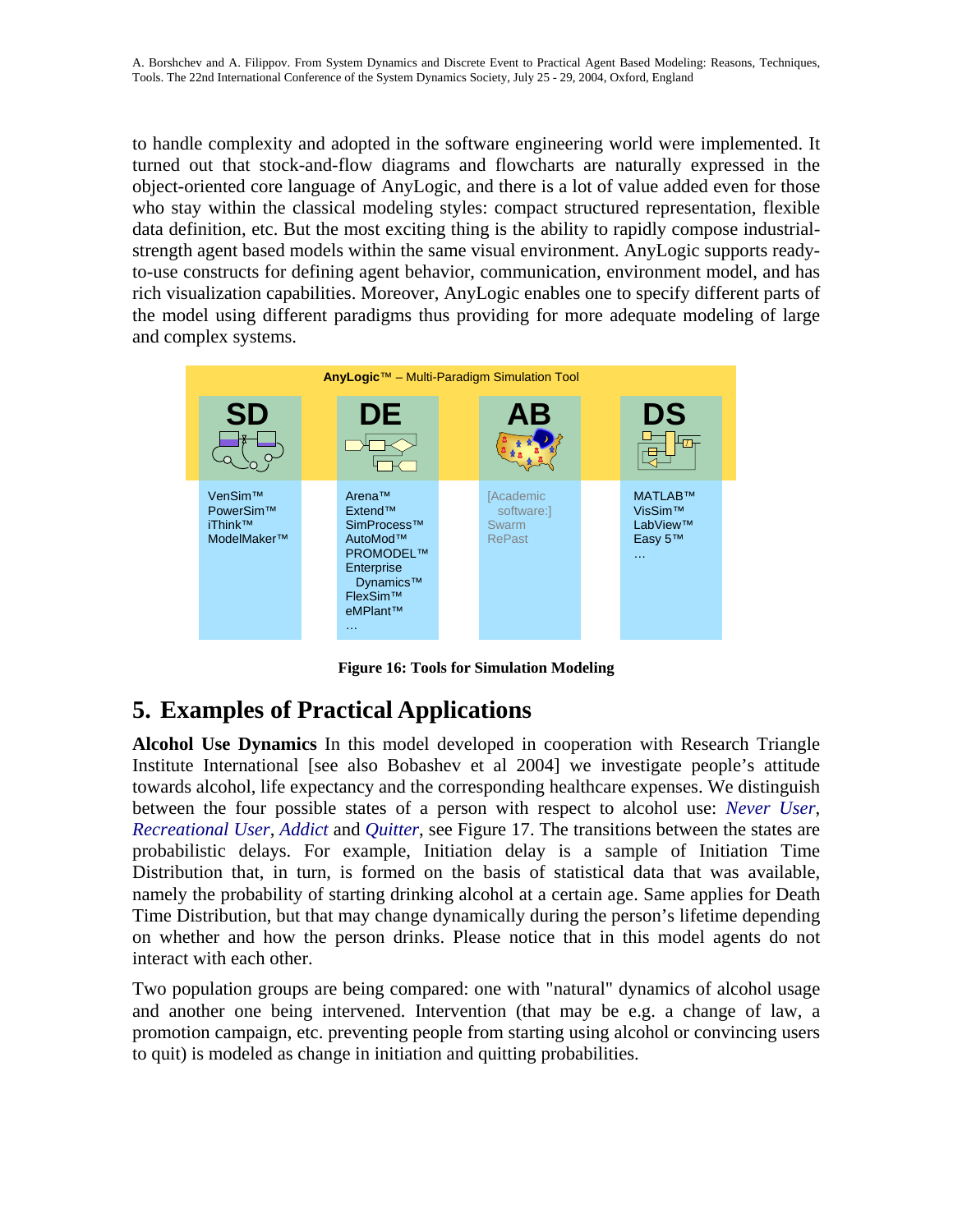to handle complexity and adopted in the software engineering world were implemented. It turned out that stock-and-flow diagrams and flowcharts are naturally expressed in the object-oriented core language of AnyLogic, and there is a lot of value added even for those who stay within the classical modeling styles: compact structured representation, flexible data definition, etc. But the most exciting thing is the ability to rapidly compose industrial-strength agent based models within the same visual environment. AnyLogic supports ready-to-use constructs for defining agent behavior, communication, environment model, and has rich visualization capabilities. Moreover, AnyLogic enables one to specify different parts of the model using different paradigms thus providing for more adequate modeling of large and complex systems.

**AnyLogic™** – Multi-Paradigm Simulation Tool

| SD | DE | AB | DS |
|---|---|---|---|
| VenSim™<br>PowerSim™<br>iThink™<br>ModelMaker™ | Arena™<br>Extend™<br>SimProcess™<br>AutoMod™<br>PROMODEL™<br>Enterprise Dynamics™<br>FlexSim™<br>eMPlant™<br>… | [Academic software:]<br>Swarm<br>RePast | MATLAB™<br>VisSim™<br>LabView™<br>Easy 5™<br>… |

**Figure 16: Tools for Simulation Modeling**

## 5. Examples of Practical Applications

**Alcohol Use Dynamics** In this model developed in cooperation with Research Triangle Institute International [see also Bobashev et al 2004] we investigate people's attitude towards alcohol, life expectancy and the corresponding healthcare expenses. We distinguish between the four possible states of a person with respect to alcohol use: *Never User*, *Recreational User*, *Addict* and *Quitter*, see Figure 17. The transitions between the states are probabilistic delays. For example, Initiation delay is a sample of Initiation Time Distribution that, in turn, is formed on the basis of statistical data that was available, namely the probability of starting drinking alcohol at a certain age. Same applies for Death Time Distribution, but that may change dynamically during the person's lifetime depending on whether and how the person drinks. Please notice that in this model agents do not interact with each other.

Two population groups are being compared: one with "natural" dynamics of alcohol usage and another one being intervened. Intervention (that may be e.g. a change of law, a promotion campaign, etc. preventing people from starting using alcohol or convincing users to quit) is modeled as change in initiation and quitting probabilities.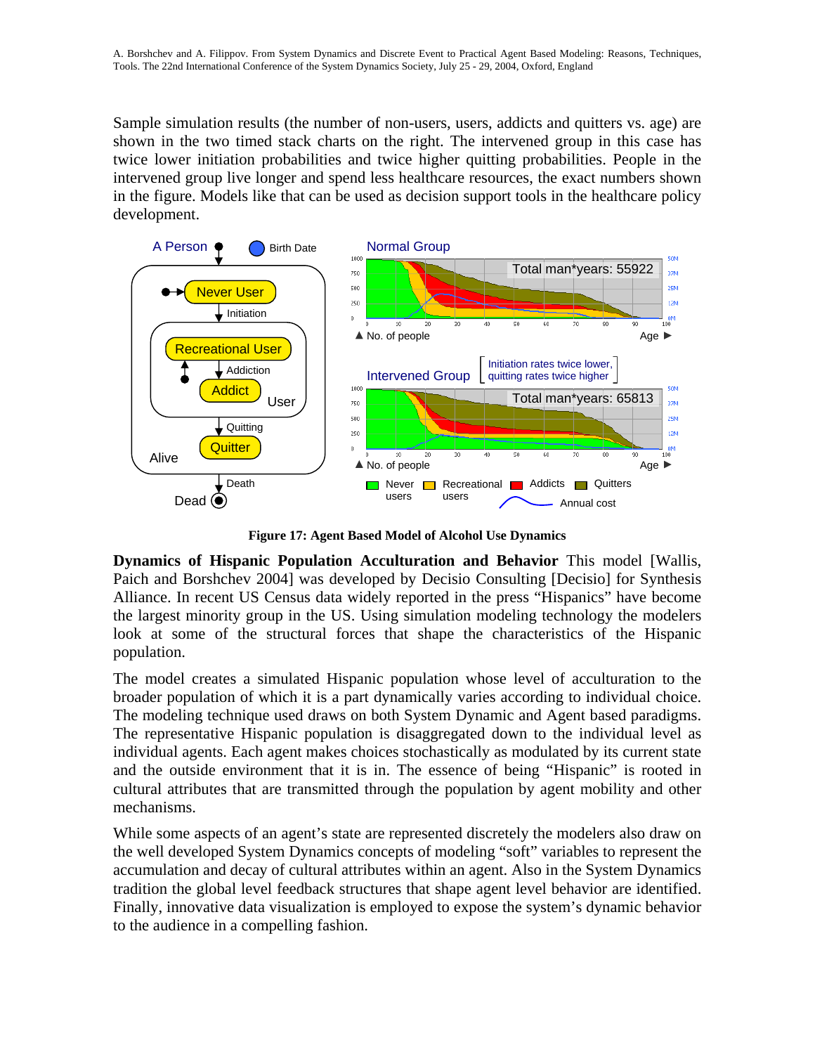Sample simulation results (the number of non-users, users, addicts and quitters vs. age) are shown in the two timed stack charts on the right. The intervened group in this case has twice lower initiation probabilities and twice higher quitting probabilities. People in the intervened group live longer and spend less healthcare resources, the exact numbers shown in the figure. Models like that can be used as decision support tools in the healthcare policy development.

**Figure 17: Agent Based Model of Alcohol Use Dynamics**

**Dynamics of Hispanic Population Acculturation and Behavior** This model [Wallis, Paich and Borshchev 2004] was developed by Decisio Consulting [Decisio] for Synthesis Alliance. In recent US Census data widely reported in the press “Hispanics” have become the largest minority group in the US. Using simulation modeling technology the modelers look at some of the structural forces that shape the characteristics of the Hispanic population.

The model creates a simulated Hispanic population whose level of acculturation to the broader population of which it is a part dynamically varies according to individual choice. The modeling technique used draws on both System Dynamic and Agent based paradigms. The representative Hispanic population is disaggregated down to the individual level as individual agents. Each agent makes choices stochastically as modulated by its current state and the outside environment that it is in. The essence of being “Hispanic” is rooted in cultural attributes that are transmitted through the population by agent mobility and other mechanisms.

While some aspects of an agent’s state are represented discretely the modelers also draw on the well developed System Dynamics concepts of modeling “soft” variables to represent the accumulation and decay of cultural attributes within an agent. Also in the System Dynamics tradition the global feedback structures that shape agent level behavior are identified. Finally, innovative data visualization is employed to expose the system’s dynamic behavior to the audience in a compelling fashion.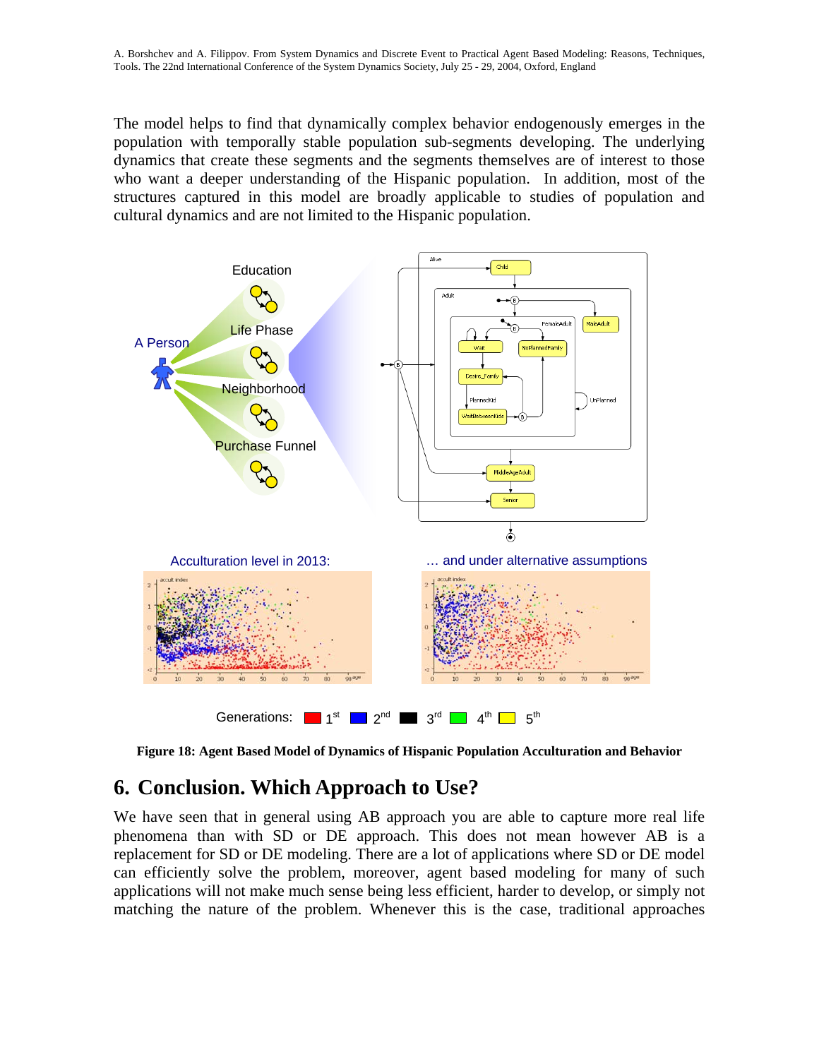The model helps to find that dynamically complex behavior endogenously emerges in the population with temporally stable population sub-segments developing. The underlying dynamics that create these segments and the segments themselves are of interest to those who want a deeper understanding of the Hispanic population. In addition, most of the structures captured in this model are broadly applicable to studies of population and cultural dynamics and are not limited to the Hispanic population.

**Figure 18: Agent Based Model of Dynamics of Hispanic Population Acculturation and Behavior**

## 6. Conclusion. Which Approach to Use?

We have seen that in general using AB approach you are able to capture more real life phenomena than with SD or DE approach. This does not mean however AB is a replacement for SD or DE modeling. There are a lot of applications where SD or DE model can efficiently solve the problem, moreover, agent based modeling for many of such applications will not make much sense being less efficient, harder to develop, or simply not matching the nature of the problem. Whenever this is the case, traditional approaches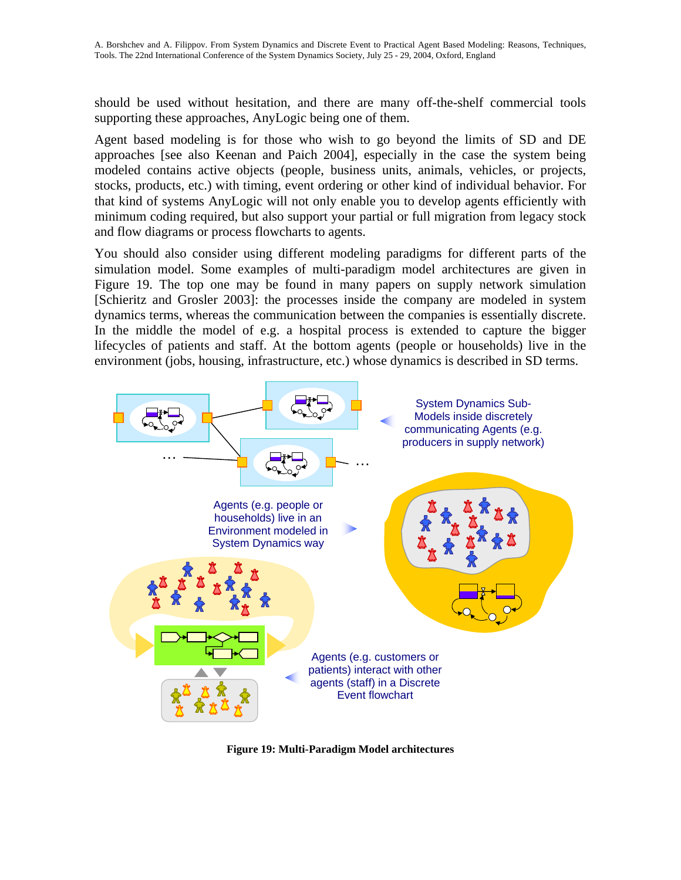should be used without hesitation, and there are many off-the-shelf commercial tools supporting these approaches, AnyLogic being one of them.

Agent based modeling is for those who wish to go beyond the limits of SD and DE approaches [see also Keenan and Paich 2004], especially in the case the system being modeled contains active objects (people, business units, animals, vehicles, or projects, stocks, products, etc.) with timing, event ordering or other kind of individual behavior. For that kind of systems AnyLogic will not only enable you to develop agents efficiently with minimum coding required, but also support your partial or full migration from legacy stock and flow diagrams or process flowcharts to agents.

You should also consider using different modeling paradigms for different parts of the simulation model. Some examples of multi-paradigm model architectures are given in Figure 19. The top one may be found in many papers on supply network simulation [Schieritz and Grosler 2003]: the processes inside the company are modeled in system dynamics terms, whereas the communication between the companies is essentially discrete. In the middle the model of e.g. a hospital process is extended to capture the bigger lifecycles of patients and staff. At the bottom agents (people or households) live in the environment (jobs, housing, infrastructure, etc.) whose dynamics is described in SD terms.

System Dynamics Sub-Models inside discretely communicating Agents (e.g. producers in supply network)

Agents (e.g. people or households) live in an Environment modeled in System Dynamics way

Agents (e.g. customers or patients) interact with other agents (staff) in a Discrete Event flowchart

**Figure 19: Multi-Paradigm Model architectures**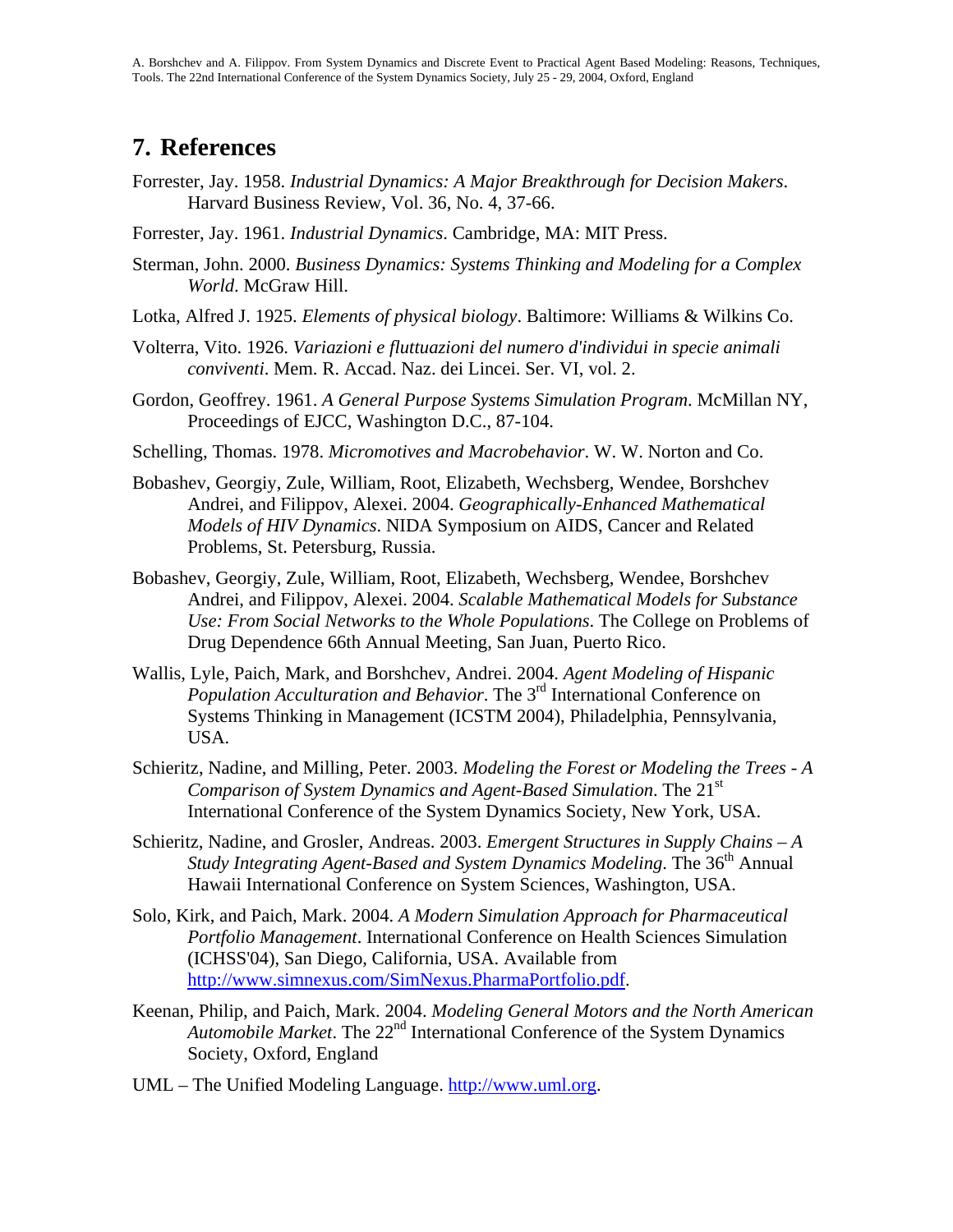## 7. References

Forrester, Jay. 1958. *Industrial Dynamics: A Major Breakthrough for Decision Makers*. Harvard Business Review, Vol. 36, No. 4, 37-66.

Forrester, Jay. 1961. *Industrial Dynamics*. Cambridge, MA: MIT Press.

Sterman, John. 2000. *Business Dynamics: Systems Thinking and Modeling for a Complex World*. McGraw Hill.

Lotka, Alfred J. 1925. *Elements of physical biology*. Baltimore: Williams & Wilkins Co.

Volterra, Vito. 1926. *Variazioni e fluttuazioni del numero d'individui in specie animali conviventi*. Mem. R. Accad. Naz. dei Lincei. Ser. VI, vol. 2.

Gordon, Geoffrey. 1961. *A General Purpose Systems Simulation Program*. McMillan NY, Proceedings of EJCC, Washington D.C., 87-104.

Schelling, Thomas. 1978. *Micromotives and Macrobehavior*. W. W. Norton and Co.

Bobashev, Georgiy, Zule, William, Root, Elizabeth, Wechsberg, Wendee, Borshchev Andrei, and Filippov, Alexei. 2004. *Geographically-Enhanced Mathematical Models of HIV Dynamics*. NIDA Symposium on AIDS, Cancer and Related Problems, St. Petersburg, Russia.

Bobashev, Georgiy, Zule, William, Root, Elizabeth, Wechsberg, Wendee, Borshchev Andrei, and Filippov, Alexei. 2004. *Scalable Mathematical Models for Substance Use: From Social Networks to the Whole Populations*. The College on Problems of Drug Dependence 66th Annual Meeting, San Juan, Puerto Rico.

Wallis, Lyle, Paich, Mark, and Borshchev, Andrei. 2004. *Agent Modeling of Hispanic Population Acculturation and Behavior*. The 3rd International Conference on Systems Thinking in Management (ICSTM 2004), Philadelphia, Pennsylvania, USA.

Schieritz, Nadine, and Milling, Peter. 2003. *Modeling the Forest or Modeling the Trees - A Comparison of System Dynamics and Agent-Based Simulation*. The 21st International Conference of the System Dynamics Society, New York, USA.

Schieritz, Nadine, and Grosler, Andreas. 2003. *Emergent Structures in Supply Chains – A Study Integrating Agent-Based and System Dynamics Modeling*. The 36th Annual Hawaii International Conference on System Sciences, Washington, USA.

Solo, Kirk, and Paich, Mark. 2004. *A Modern Simulation Approach for Pharmaceutical Portfolio Management*. International Conference on Health Sciences Simulation (ICHSS'04), San Diego, California, USA. Available from http://www.simnexus.com/SimNexus.PharmaPortfolio.pdf.

Keenan, Philip, and Paich, Mark. 2004. *Modeling General Motors and the North American Automobile Market*. The 22nd International Conference of the System Dynamics Society, Oxford, England

UML – The Unified Modeling Language. http://www.uml.org.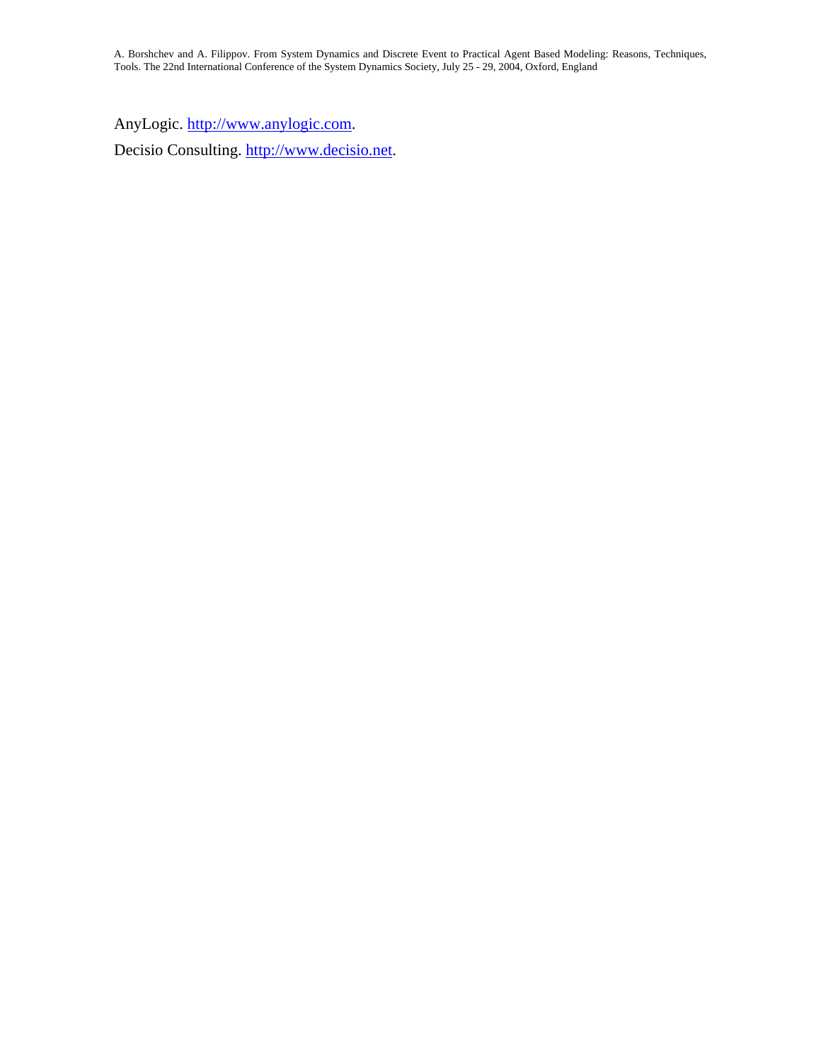AnyLogic. http://www.anylogic.com.

Decisio Consulting. http://www.decisio.net.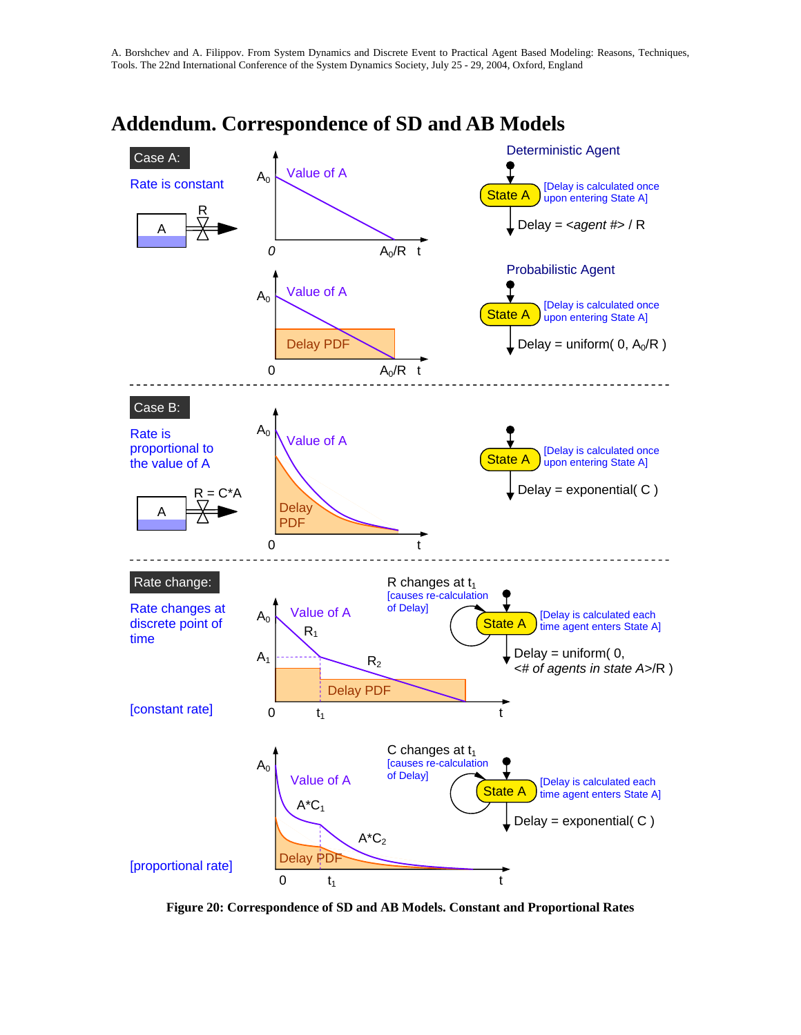# Addendum. Correspondence of SD and AB Models

**Case A:**

Rate is constant

Deterministic Agent

State A [Delay is calculated once upon entering State A]

Delay = *<agent #>* / R

Probabilistic Agent

State A [Delay is calculated once upon entering State A]

Delay = uniform( 0, $A_0$/R )

---

**Case B:**

Rate is proportional to the value of A

R = C*A

State A [Delay is calculated once upon entering State A]

Delay = exponential( C )

---

**Rate change:**

Rate changes at discrete point of time

[constant rate]

R changes at $t_1$ [causes re-calculation of Delay]

State A [Delay is calculated each time agent enters State A]

Delay = uniform( 0, *<# of agents in state A>*/R )

[proportional rate]

C changes at $t_1$ [causes re-calculation of Delay]

State A [Delay is calculated each time agent enters State A]

Delay = exponential( C )

**Figure 20: Correspondence of SD and AB Models. Constant and Proportional Rates**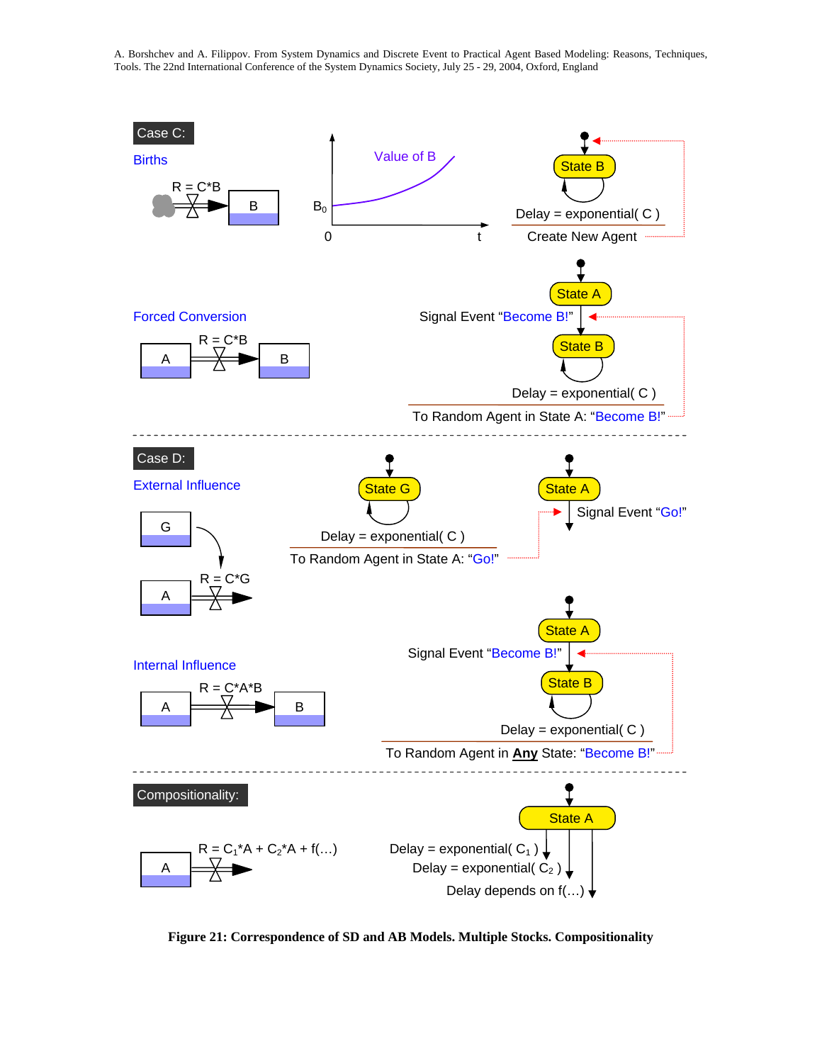Case C:

Births

R = C*B

B

Value of B

$B_0$

0

t

State B

Delay = exponential( C )

Create New Agent

Forced Conversion

A

R = C*B

B

State A

Signal Event “Become B!”

State B

Delay = exponential( C )

To Random Agent in State A: “Become B!”

Case D:

External Influence

G

A

R = C*G

State G

Delay = exponential( C )

To Random Agent in State A: “Go!”

State A

Signal Event “Go!”

Internal Influence

A

R = C*A*B

B

State A

Signal Event “Become B!”

State B

Delay = exponential( C )

To Random Agent in **Any** State: “Become B!”

Compositionality:

A

R = $C_1$*A + $C_2$*A + f(…)

State A

Delay = exponential( $C_1$ )

Delay = exponential( $C_2$ )

Delay depends on f(…)

**Figure 21: Correspondence of SD and AB Models. Multiple Stocks. Compositionality**